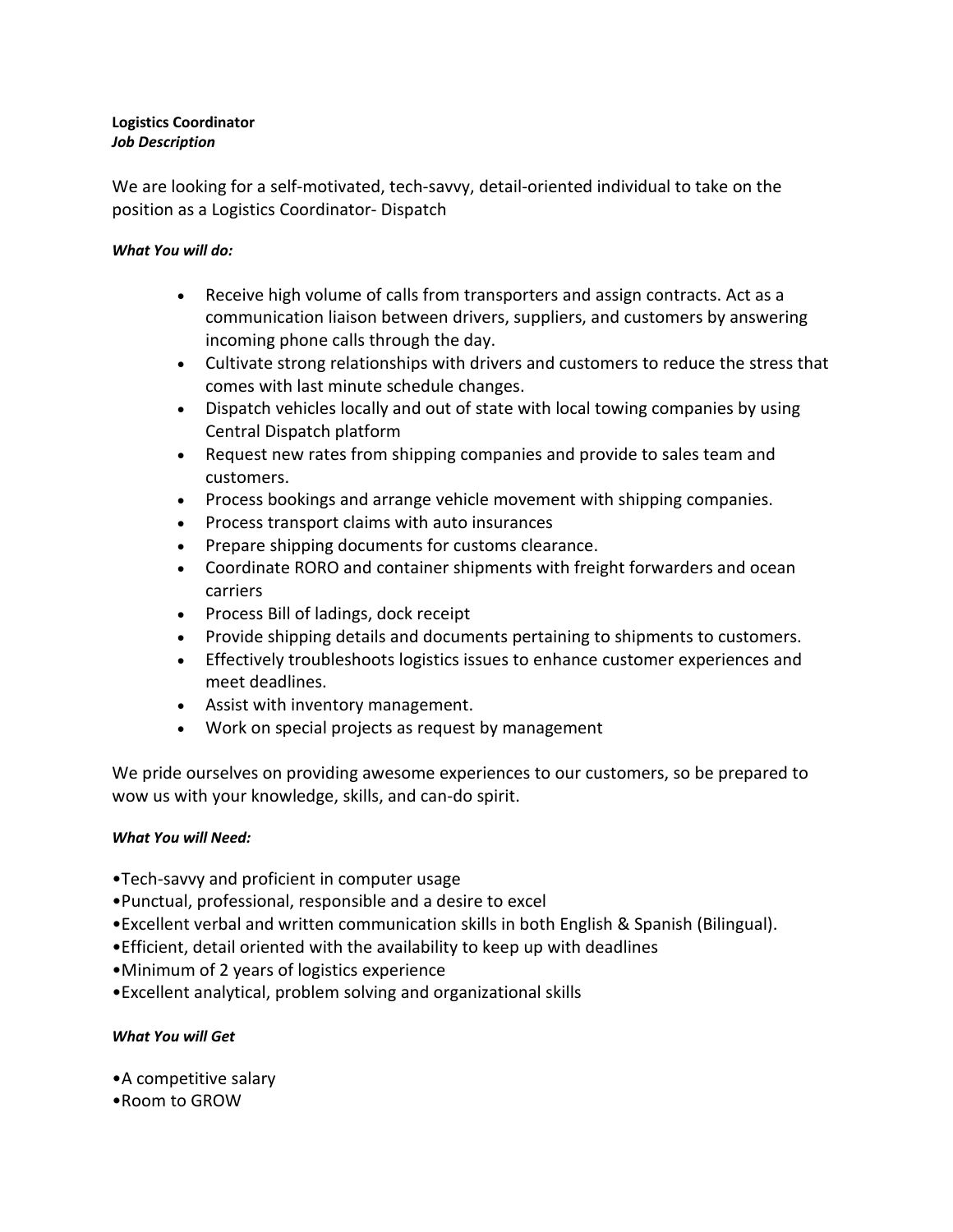**Logistics Coordinator**
***Job Description***

We are looking for a self-motivated, tech-savvy, detail-oriented individual to take on the position as a Logistics Coordinator- Dispatch

***What You will do:***

- Receive high volume of calls from transporters and assign contracts. Act as a communication liaison between drivers, suppliers, and customers by answering incoming phone calls through the day.
- Cultivate strong relationships with drivers and customers to reduce the stress that comes with last minute schedule changes.
- Dispatch vehicles locally and out of state with local towing companies by using Central Dispatch platform
- Request new rates from shipping companies and provide to sales team and customers.
- Process bookings and arrange vehicle movement with shipping companies.
- Process transport claims with auto insurances
- Prepare shipping documents for customs clearance.
- Coordinate RORO and container shipments with freight forwarders and ocean carriers
- Process Bill of ladings, dock receipt
- Provide shipping details and documents pertaining to shipments to customers.
- Effectively troubleshoots logistics issues to enhance customer experiences and meet deadlines.
- Assist with inventory management.
- Work on special projects as request by management

We pride ourselves on providing awesome experiences to our customers, so be prepared to wow us with your knowledge, skills, and can-do spirit.

***What You will Need:***

- Tech-savvy and proficient in computer usage
- Punctual, professional, responsible and a desire to excel
- Excellent verbal and written communication skills in both English & Spanish (Bilingual).
- Efficient, detail oriented with the availability to keep up with deadlines
- Minimum of 2 years of logistics experience
- Excellent analytical, problem solving and organizational skills

***What You will Get***

- A competitive salary
- Room to GROW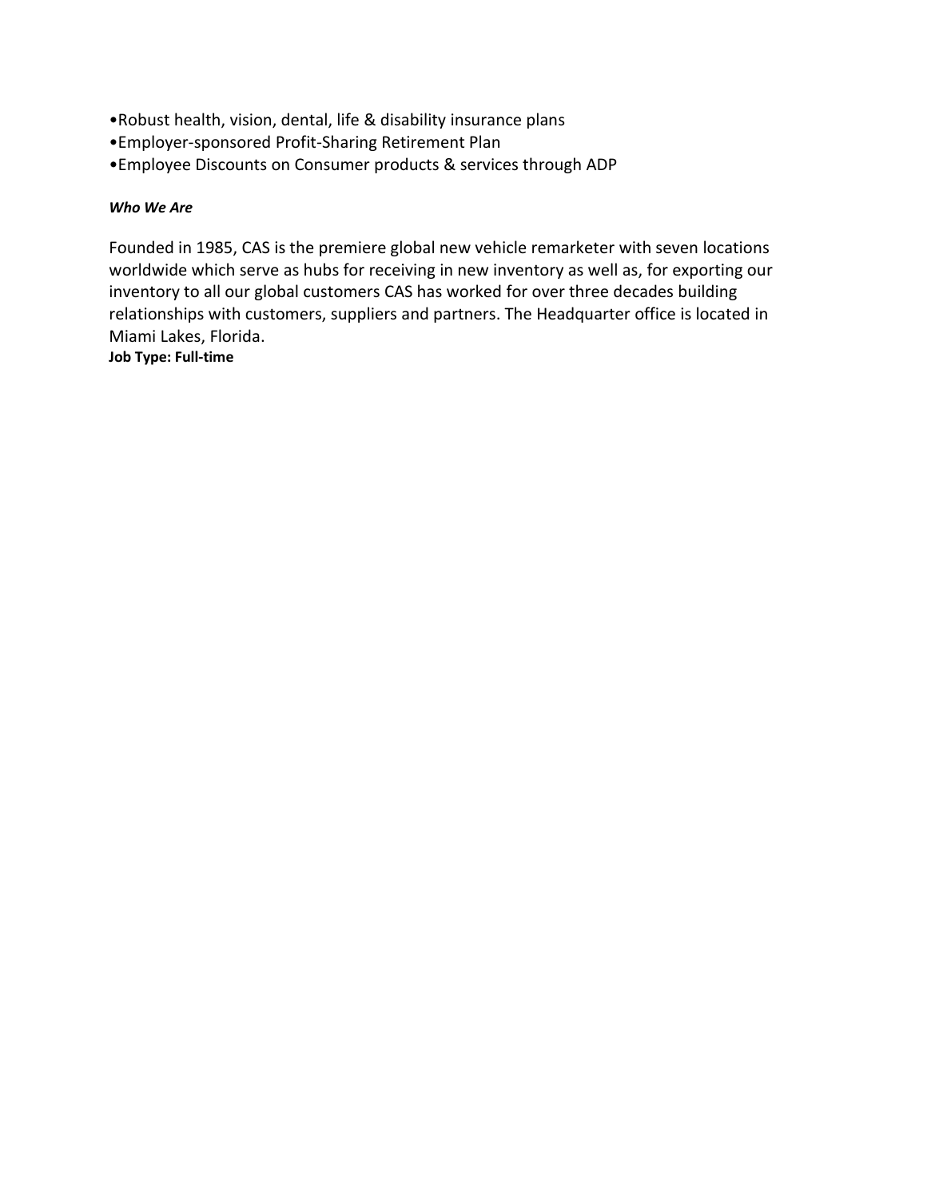•Robust health, vision, dental, life & disability insurance plans
•Employer-sponsored Profit-Sharing Retirement Plan
•Employee Discounts on Consumer products & services through ADP

***Who We Are***

Founded in 1985, CAS is the premiere global new vehicle remarketer with seven locations worldwide which serve as hubs for receiving in new inventory as well as, for exporting our inventory to all our global customers CAS has worked for over three decades building relationships with customers, suppliers and partners. The Headquarter office is located in Miami Lakes, Florida.

**Job Type: Full-time**